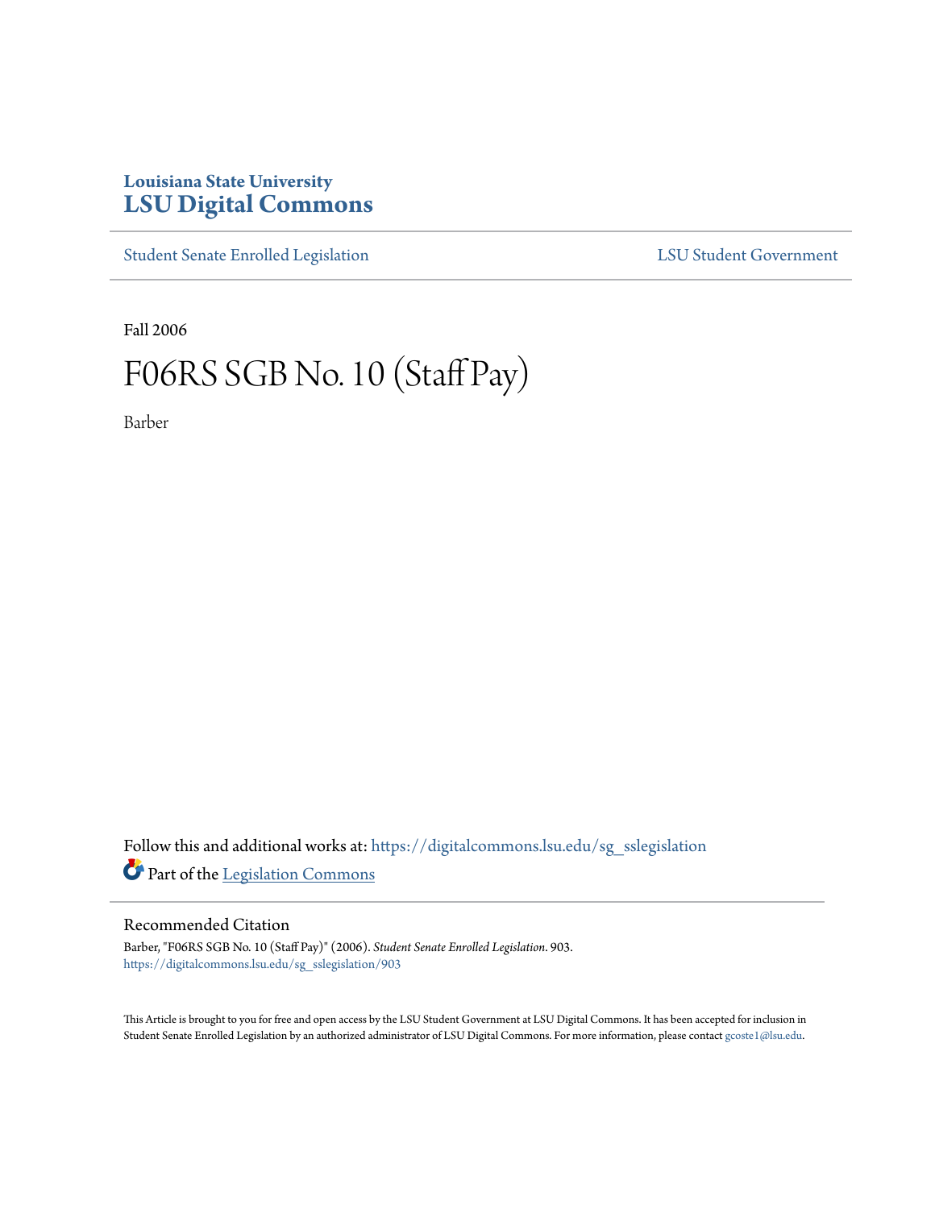Louisiana State University
# LSU Digital Commons

Student Senate Enrolled Legislation | LSU Student Government

Fall 2006

# F06RS SGB No. 10 (Staff Pay)

Barber

Follow this and additional works at: https://digitalcommons.lsu.edu/sg_sslegislation

Part of the Legislation Commons

## Recommended Citation

Barber, "F06RS SGB No. 10 (Staff Pay)" (2006). *Student Senate Enrolled Legislation*. 903.
https://digitalcommons.lsu.edu/sg_sslegislation/903

This Article is brought to you for free and open access by the LSU Student Government at LSU Digital Commons. It has been accepted for inclusion in Student Senate Enrolled Legislation by an authorized administrator of LSU Digital Commons. For more information, please contact gcoste1@lsu.edu.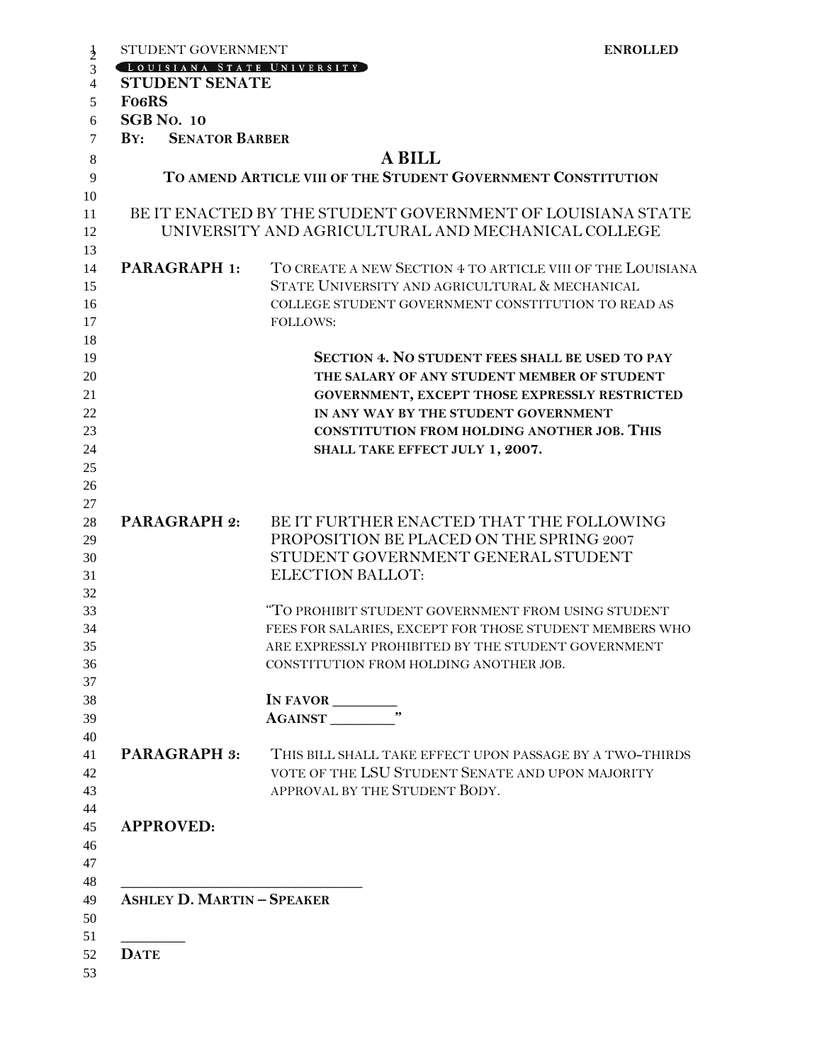STUDENT GOVERNMENT **ENROLLED**

LOUISIANA STATE UNIVERSITY

**STUDENT SENATE**

**F06RS**

**SGB NO. 10**

**BY: SENATOR BARBER**

# A BILL

**TO AMEND ARTICLE VIII OF THE STUDENT GOVERNMENT CONSTITUTION**

BE IT ENACTED BY THE STUDENT GOVERNMENT OF LOUISIANA STATE UNIVERSITY AND AGRICULTURAL AND MECHANICAL COLLEGE

**PARAGRAPH 1:** TO CREATE A NEW SECTION 4 TO ARTICLE VIII OF THE LOUISIANA STATE UNIVERSITY AND AGRICULTURAL & MECHANICAL COLLEGE STUDENT GOVERNMENT CONSTITUTION TO READ AS FOLLOWS:

> **SECTION 4. NO STUDENT FEES SHALL BE USED TO PAY THE SALARY OF ANY STUDENT MEMBER OF STUDENT GOVERNMENT, EXCEPT THOSE EXPRESSLY RESTRICTED IN ANY WAY BY THE STUDENT GOVERNMENT CONSTITUTION FROM HOLDING ANOTHER JOB. THIS SHALL TAKE EFFECT JULY 1, 2007.**

**PARAGRAPH 2:** BE IT FURTHER ENACTED THAT THE FOLLOWING PROPOSITION BE PLACED ON THE SPRING 2007 STUDENT GOVERNMENT GENERAL STUDENT ELECTION BALLOT:

"TO PROHIBIT STUDENT GOVERNMENT FROM USING STUDENT FEES FOR SALARIES, EXCEPT FOR THOSE STUDENT MEMBERS WHO ARE EXPRESSLY PROHIBITED BY THE STUDENT GOVERNMENT CONSTITUTION FROM HOLDING ANOTHER JOB.

**IN FAVOR** ________

**AGAINST** ________"

**PARAGRAPH 3:** THIS BILL SHALL TAKE EFFECT UPON PASSAGE BY A TWO-THIRDS VOTE OF THE LSU STUDENT SENATE AND UPON MAJORITY APPROVAL BY THE STUDENT BODY.

**APPROVED:**

______________________________

**ASHLEY D. MARTIN – SPEAKER**

________

**DATE**